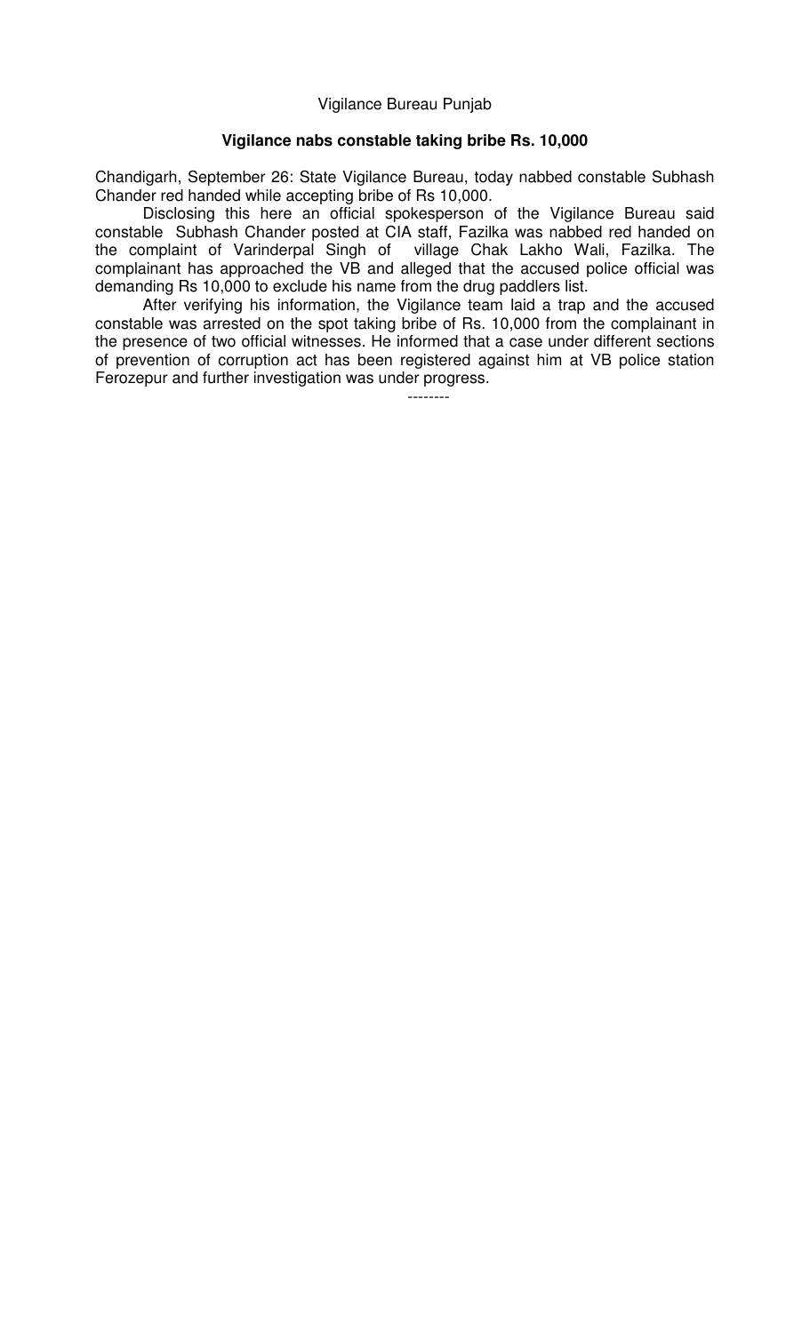Vigilance Bureau Punjab

**Vigilance nabs constable taking bribe Rs. 10,000**

Chandigarh, September 26: State Vigilance Bureau, today nabbed constable Subhash Chander red handed while accepting bribe of Rs 10,000.

Disclosing this here an official spokesperson of the Vigilance Bureau said constable Subhash Chander posted at CIA staff, Fazilka was nabbed red handed on the complaint of Varinderpal Singh of village Chak Lakho Wali, Fazilka. The complainant has approached the VB and alleged that the accused police official was demanding Rs 10,000 to exclude his name from the drug paddlers list.

After verifying his information, the Vigilance team laid a trap and the accused constable was arrested on the spot taking bribe of Rs. 10,000 from the complainant in the presence of two official witnesses. He informed that a case under different sections of prevention of corruption act has been registered against him at VB police station Ferozepur and further investigation was under progress.

--------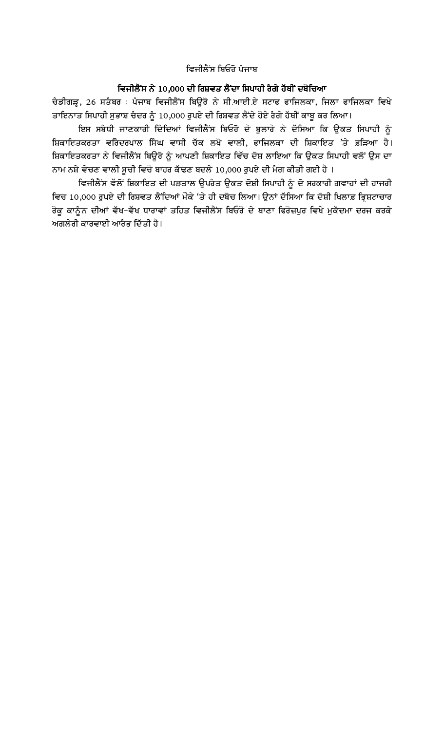ਵਿਜੀਲੈਂਸ ਬਿਓਰੋ ਪੰਜਾਬ

**ਵਿਜੀਲੈਂਸ ਨੇ 10,000 ਦੀ ਰਿਸ਼ਵਤ ਲੈਂਦਾ ਸਿਪਾਹੀ ਰੰਗੇ ਹੱਥੀਂ ਦਬੋਚਿਆ**

ਚੰਡੀਗੜ੍ਹ, 26 ਸਤੰਬਰ : ਪੰਜਾਬ ਵਿਜੀਲੈਂਸ ਬਿਊਰੋ ਨੇ ਸੀ.ਆਈ.ਏ ਸਟਾਫ ਫਾਜਿਲਕਾ, ਜਿਲਾ ਫਾਜਿਲਕਾ ਵਿਖੇ ਤਾਇਨਾਤ ਸਿਪਾਹੀ ਸੁਭਾਸ਼ ਚੰਦਰ ਨੂੰ 10,000 ਰੁਪਏ ਦੀ ਰਿਸ਼ਵਤ ਲੈਂਦੇ ਹੋਏ ਰੰਗੇ ਹੱਥੀਂ ਕਾਬੂ ਕਰ ਲਿਆ।

ਇਸ ਸਬੰਧੀ ਜਾਣਕਾਰੀ ਦਿੰਦਿਆਂ ਵਿਜੀਲੈਂਸ ਬਿਓਰੋ ਦੇ ਬੁਲਾਰੇ ਨੇ ਦੱਸਿਆ ਕਿ ਉਕਤ ਸਿਪਾਹੀ ਨੂੰ ਸ਼ਿਕਾਇਤਕਰਤਾ ਵਰਿੰਦਰਪਾਲ ਸਿੰਘ ਵਾਸੀ ਚੱਕ ਲਖੋ ਵਾਲੀ, ਫਾਜਿਲਕਾ ਦੀ ਸ਼ਿਕਾਇਤ 'ਤੇ ਫੜਿਆ ਹੈ। ਸ਼ਿਕਾਇਤਕਰਤਾ ਨੇ ਵਿਜੀਲੈਂਸ ਬਿਊਰੋ ਨੂੰ ਆਪਣੀ ਸ਼ਿਕਾਇਤ ਵਿੱਚ ਦੋਸ਼ ਲਾਇਆ ਕਿ ਉਕਤ ਸਿਪਾਹੀ ਵਲੋਂ ਉਸ ਦਾ ਨਾਮ ਨਸ਼ੇ ਵੇਚਣ ਵਾਲੀ ਸੂਚੀ ਵਿਚੋ ਬਾਹਰ ਕੱਢਣ ਬਦਲੇ 10,000 ਰੁਪਏ ਦੀ ਮੰਗ ਕੀਤੀ ਗਈ ਹੈ ।

ਵਿਜੀਲੈਂਸ ਵੱਲੋਂ ਸ਼ਿਕਾਇਤ ਦੀ ਪੜਤਾਲ ਉਪਰੰਤ ਉਕਤ ਦੋਸ਼ੀ ਸਿਪਾਹੀ ਨੂੰ ਦੋ ਸਰਕਾਰੀ ਗਵਾਹਾਂ ਦੀ ਹਾਜਰੀ ਵਿਚ 10,000 ਰੁਪਏ ਦੀ ਰਿਸ਼ਵਤ ਲੈਂਦਿਆਂ ਮੌਕੇ 'ਤੇ ਹੀ ਦਬੋਚ ਲਿਆ। ਉਨਾਂ ਦੱਸਿਆ ਕਿ ਦੋਸ਼ੀ ਖਿਲਾਫ਼ ਭ੍ਰਿਸ਼ਟਾਚਾਰ ਰੋਕੂ ਕਾਨੂੰਨ ਦੀਆਂ ਵੱਖ-ਵੱਖ ਧਾਰਾਵਾਂ ਤਹਿਤ ਵਿਜੀਲੈਂਸ ਬਿਓਰੋ ਦੇ ਥਾਣਾ ਫਿਰੋਜ਼ਪੁਰ ਵਿਖੇ ਮੁਕੱਦਮਾ ਦਰਜ ਕਰਕੇ ਅਗਲੇਰੀ ਕਾਰਵਾਈ ਆਰੰਭ ਦਿੱਤੀ ਹੈ।